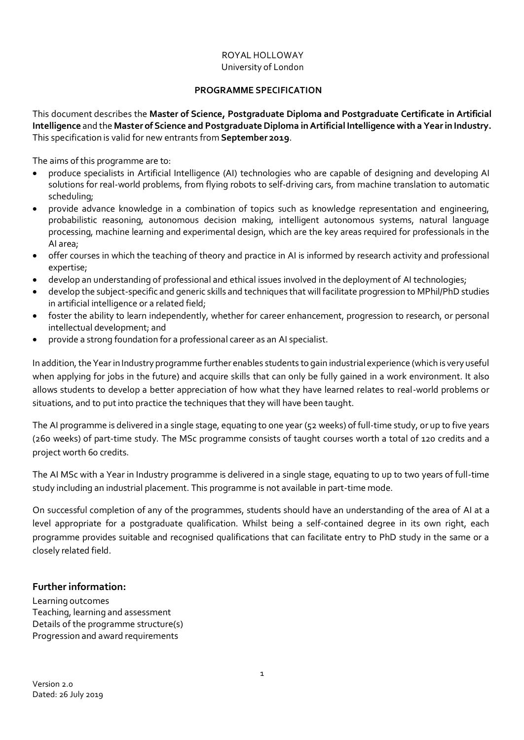ROYAL HOLLOWAY
University of London

**PROGRAMME SPECIFICATION**

This document describes the **Master of Science, Postgraduate Diploma and Postgraduate Certificate in Artificial Intelligence** and the **Master of Science and Postgraduate Diploma in Artificial Intelligence with a Year in Industry.** This specification is valid for new entrants from **September 2019**.

The aims of this programme are to:

- produce specialists in Artificial Intelligence (AI) technologies who are capable of designing and developing AI solutions for real-world problems, from flying robots to self-driving cars, from machine translation to automatic scheduling;
- provide advance knowledge in a combination of topics such as knowledge representation and engineering, probabilistic reasoning, autonomous decision making, intelligent autonomous systems, natural language processing, machine learning and experimental design, which are the key areas required for professionals in the AI area;
- offer courses in which the teaching of theory and practice in AI is informed by research activity and professional expertise;
- develop an understanding of professional and ethical issues involved in the deployment of AI technologies;
- develop the subject-specific and generic skills and techniques that will facilitate progression to MPhil/PhD studies in artificial intelligence or a related field;
- foster the ability to learn independently, whether for career enhancement, progression to research, or personal intellectual development; and
- provide a strong foundation for a professional career as an AI specialist.

In addition, the Year in Industry programme further enables students to gain industrial experience (which is very useful when applying for jobs in the future) and acquire skills that can only be fully gained in a work environment. It also allows students to develop a better appreciation of how what they have learned relates to real-world problems or situations, and to put into practice the techniques that they will have been taught.

The AI programme is delivered in a single stage, equating to one year (52 weeks) of full-time study, or up to five years (260 weeks) of part-time study. The MSc programme consists of taught courses worth a total of 120 credits and a project worth 60 credits.

The AI MSc with a Year in Industry programme is delivered in a single stage, equating to up to two years of full-time study including an industrial placement. This programme is not available in part-time mode.

On successful completion of any of the programmes, students should have an understanding of the area of AI at a level appropriate for a postgraduate qualification. Whilst being a self-contained degree in its own right, each programme provides suitable and recognised qualifications that can facilitate entry to PhD study in the same or a closely related field.

## Further information:

Learning outcomes
Teaching, learning and assessment
Details of the programme structure(s)
Progression and award requirements

Version 2.0
Dated: 26 July 2019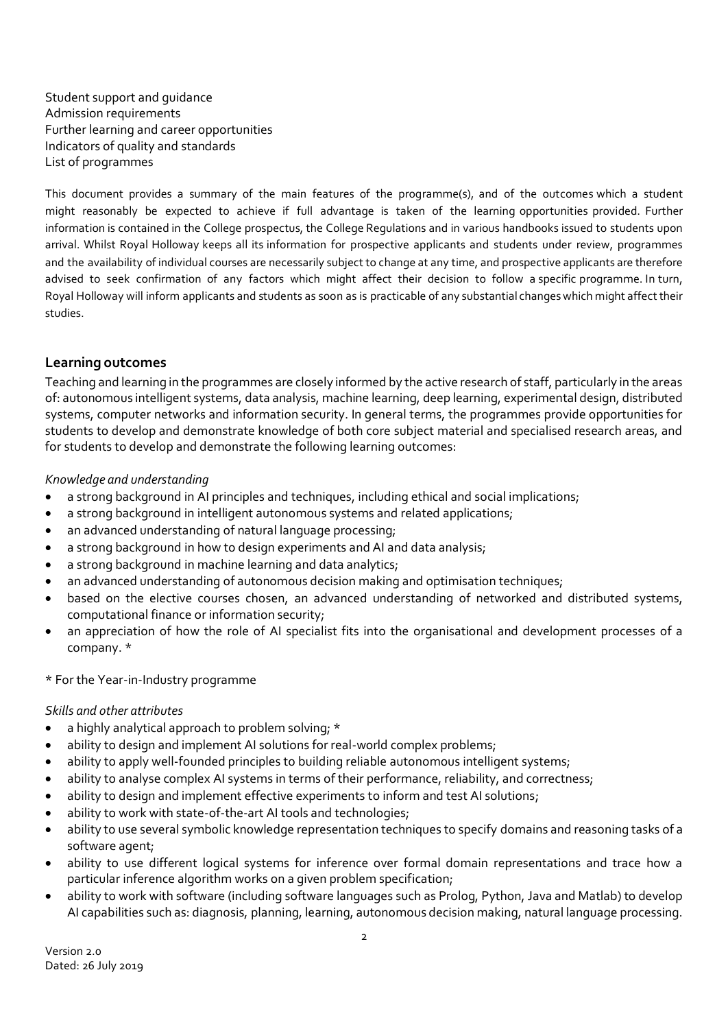Student support and guidance
Admission requirements
Further learning and career opportunities
Indicators of quality and standards
List of programmes

This document provides a summary of the main features of the programme(s), and of the outcomes which a student might reasonably be expected to achieve if full advantage is taken of the learning opportunities provided. Further information is contained in the College prospectus, the College Regulations and in various handbooks issued to students upon arrival. Whilst Royal Holloway keeps all its information for prospective applicants and students under review, programmes and the availability of individual courses are necessarily subject to change at any time, and prospective applicants are therefore advised to seek confirmation of any factors which might affect their decision to follow a specific programme. In turn, Royal Holloway will inform applicants and students as soon as is practicable of any substantial changes which might affect their studies.

## Learning outcomes

Teaching and learning in the programmes are closely informed by the active research of staff, particularly in the areas of: autonomous intelligent systems, data analysis, machine learning, deep learning, experimental design, distributed systems, computer networks and information security. In general terms, the programmes provide opportunities for students to develop and demonstrate knowledge of both core subject material and specialised research areas, and for students to develop and demonstrate the following learning outcomes:

*Knowledge and understanding*

- a strong background in AI principles and techniques, including ethical and social implications;
- a strong background in intelligent autonomous systems and related applications;
- an advanced understanding of natural language processing;
- a strong background in how to design experiments and AI and data analysis;
- a strong background in machine learning and data analytics;
- an advanced understanding of autonomous decision making and optimisation techniques;
- based on the elective courses chosen, an advanced understanding of networked and distributed systems, computational finance or information security;
- an appreciation of how the role of AI specialist fits into the organisational and development processes of a company. *

* For the Year-in-Industry programme

*Skills and other attributes*

- a highly analytical approach to problem solving; *
- ability to design and implement AI solutions for real-world complex problems;
- ability to apply well-founded principles to building reliable autonomous intelligent systems;
- ability to analyse complex AI systems in terms of their performance, reliability, and correctness;
- ability to design and implement effective experiments to inform and test AI solutions;
- ability to work with state-of-the-art AI tools and technologies;
- ability to use several symbolic knowledge representation techniques to specify domains and reasoning tasks of a software agent;
- ability to use different logical systems for inference over formal domain representations and trace how a particular inference algorithm works on a given problem specification;
- ability to work with software (including software languages such as Prolog, Python, Java and Matlab) to develop AI capabilities such as: diagnosis, planning, learning, autonomous decision making, natural language processing.

Version 2.0
Dated: 26 July 2019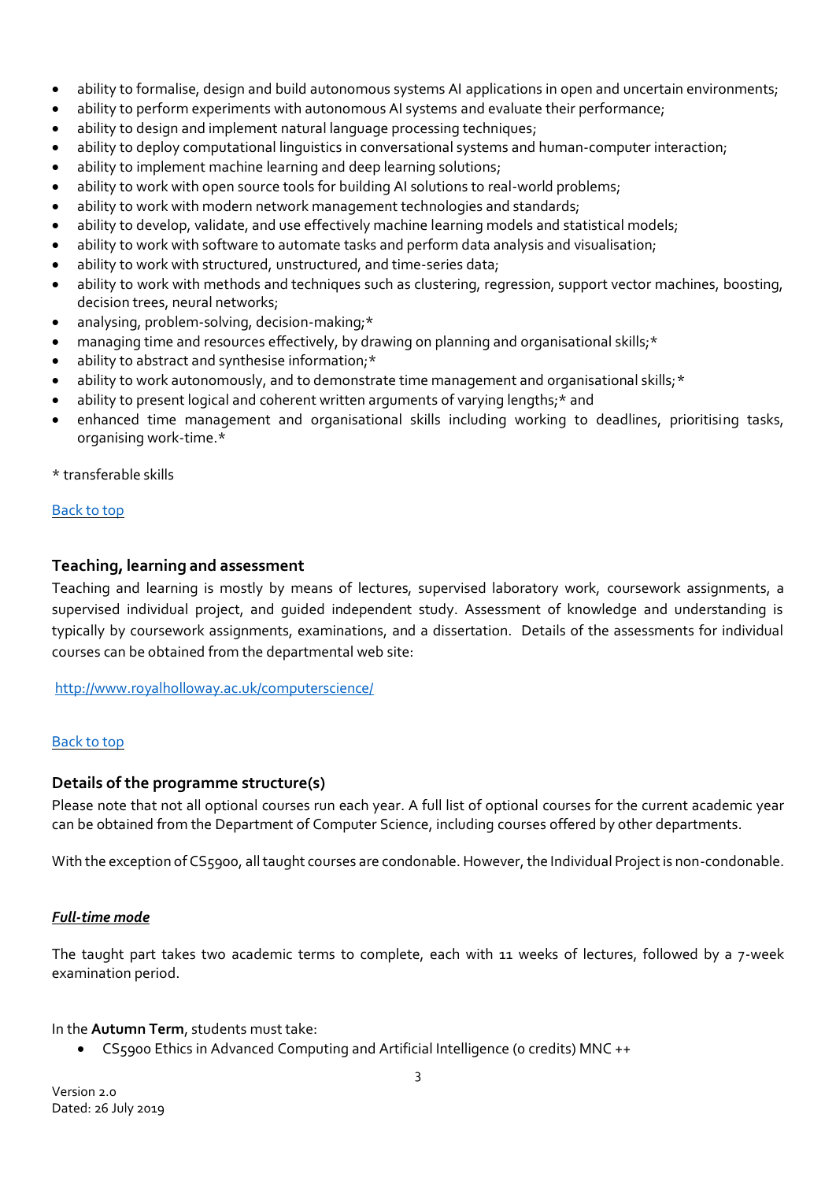- ability to formalise, design and build autonomous systems AI applications in open and uncertain environments;
- ability to perform experiments with autonomous AI systems and evaluate their performance;
- ability to design and implement natural language processing techniques;
- ability to deploy computational linguistics in conversational systems and human-computer interaction;
- ability to implement machine learning and deep learning solutions;
- ability to work with open source tools for building AI solutions to real-world problems;
- ability to work with modern network management technologies and standards;
- ability to develop, validate, and use effectively machine learning models and statistical models;
- ability to work with software to automate tasks and perform data analysis and visualisation;
- ability to work with structured, unstructured, and time-series data;
- ability to work with methods and techniques such as clustering, regression, support vector machines, boosting, decision trees, neural networks;
- analysing, problem-solving, decision-making;*
- managing time and resources effectively, by drawing on planning and organisational skills;*
- ability to abstract and synthesise information;*
- ability to work autonomously, and to demonstrate time management and organisational skills;*
- ability to present logical and coherent written arguments of varying lengths;* and
- enhanced time management and organisational skills including working to deadlines, prioritising tasks, organising work-time.*

\* transferable skills

Back to top

## Teaching, learning and assessment

Teaching and learning is mostly by means of lectures, supervised laboratory work, coursework assignments, a supervised individual project, and guided independent study. Assessment of knowledge and understanding is typically by coursework assignments, examinations, and a dissertation. Details of the assessments for individual courses can be obtained from the departmental web site:

http://www.royalholloway.ac.uk/computerscience/

Back to top

## Details of the programme structure(s)

Please note that not all optional courses run each year. A full list of optional courses for the current academic year can be obtained from the Department of Computer Science, including courses offered by other departments.

With the exception of CS5900, all taught courses are condonable. However, the Individual Project is non-condonable.

***Full-time mode***

The taught part takes two academic terms to complete, each with 11 weeks of lectures, followed by a 7-week examination period.

In the **Autumn Term**, students must take:

- CS5900 Ethics in Advanced Computing and Artificial Intelligence (0 credits) MNC ++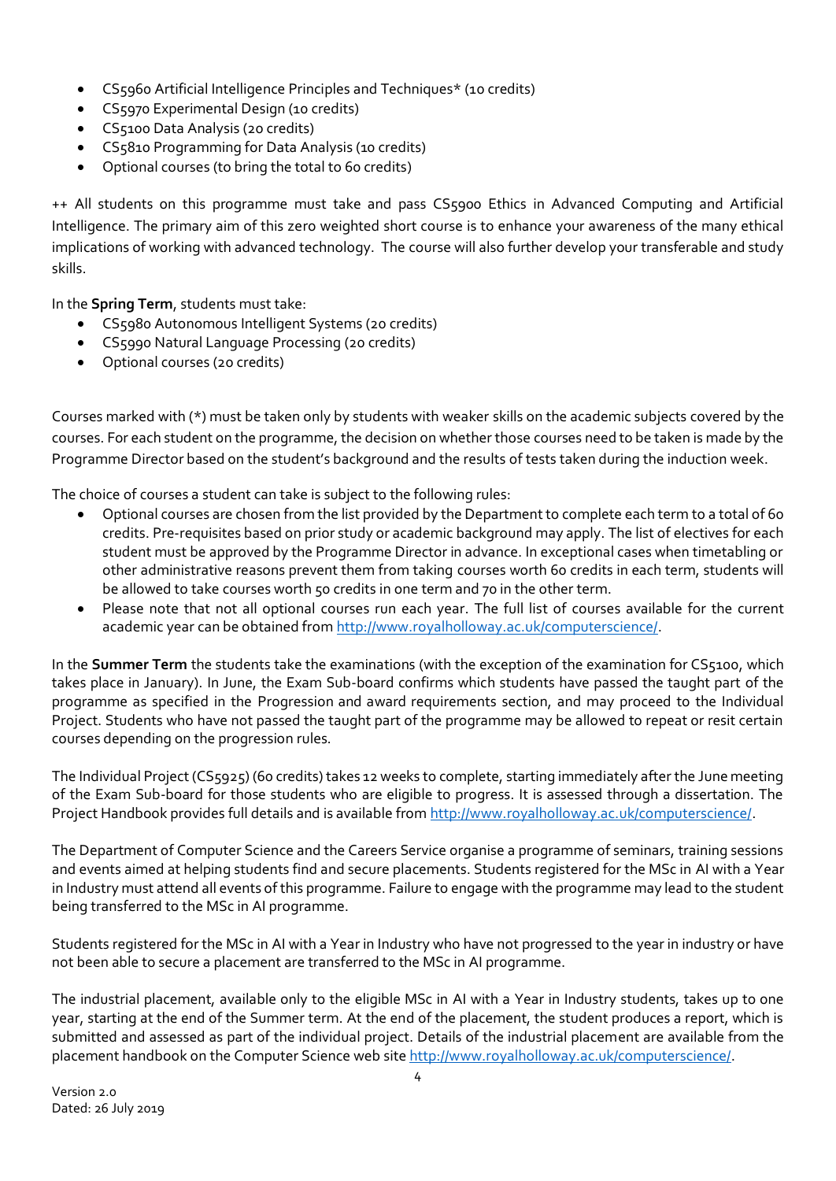- CS5960 Artificial Intelligence Principles and Techniques* (10 credits)
- CS5970 Experimental Design (10 credits)
- CS5100 Data Analysis (20 credits)
- CS5810 Programming for Data Analysis (10 credits)
- Optional courses (to bring the total to 60 credits)

++ All students on this programme must take and pass CS5900 Ethics in Advanced Computing and Artificial Intelligence. The primary aim of this zero weighted short course is to enhance your awareness of the many ethical implications of working with advanced technology. The course will also further develop your transferable and study skills.

In the **Spring Term**, students must take:

- CS5980 Autonomous Intelligent Systems (20 credits)
- CS5990 Natural Language Processing (20 credits)
- Optional courses (20 credits)

Courses marked with (*) must be taken only by students with weaker skills on the academic subjects covered by the courses. For each student on the programme, the decision on whether those courses need to be taken is made by the Programme Director based on the student's background and the results of tests taken during the induction week.

The choice of courses a student can take is subject to the following rules:

- Optional courses are chosen from the list provided by the Department to complete each term to a total of 60 credits. Pre-requisites based on prior study or academic background may apply. The list of electives for each student must be approved by the Programme Director in advance. In exceptional cases when timetabling or other administrative reasons prevent them from taking courses worth 60 credits in each term, students will be allowed to take courses worth 50 credits in one term and 70 in the other term.
- Please note that not all optional courses run each year. The full list of courses available for the current academic year can be obtained from http://www.royalholloway.ac.uk/computerscience/.

In the **Summer Term** the students take the examinations (with the exception of the examination for CS5100, which takes place in January). In June, the Exam Sub-board confirms which students have passed the taught part of the programme as specified in the Progression and award requirements section, and may proceed to the Individual Project. Students who have not passed the taught part of the programme may be allowed to repeat or resit certain courses depending on the progression rules.

The Individual Project (CS5925) (60 credits) takes 12 weeks to complete, starting immediately after the June meeting of the Exam Sub-board for those students who are eligible to progress. It is assessed through a dissertation. The Project Handbook provides full details and is available from http://www.royalholloway.ac.uk/computerscience/.

The Department of Computer Science and the Careers Service organise a programme of seminars, training sessions and events aimed at helping students find and secure placements. Students registered for the MSc in AI with a Year in Industry must attend all events of this programme. Failure to engage with the programme may lead to the student being transferred to the MSc in AI programme.

Students registered for the MSc in AI with a Year in Industry who have not progressed to the year in industry or have not been able to secure a placement are transferred to the MSc in AI programme.

The industrial placement, available only to the eligible MSc in AI with a Year in Industry students, takes up to one year, starting at the end of the Summer term. At the end of the placement, the student produces a report, which is submitted and assessed as part of the individual project. Details of the industrial placement are available from the placement handbook on the Computer Science web site http://www.royalholloway.ac.uk/computerscience/.

Version 2.0
Dated: 26 July 2019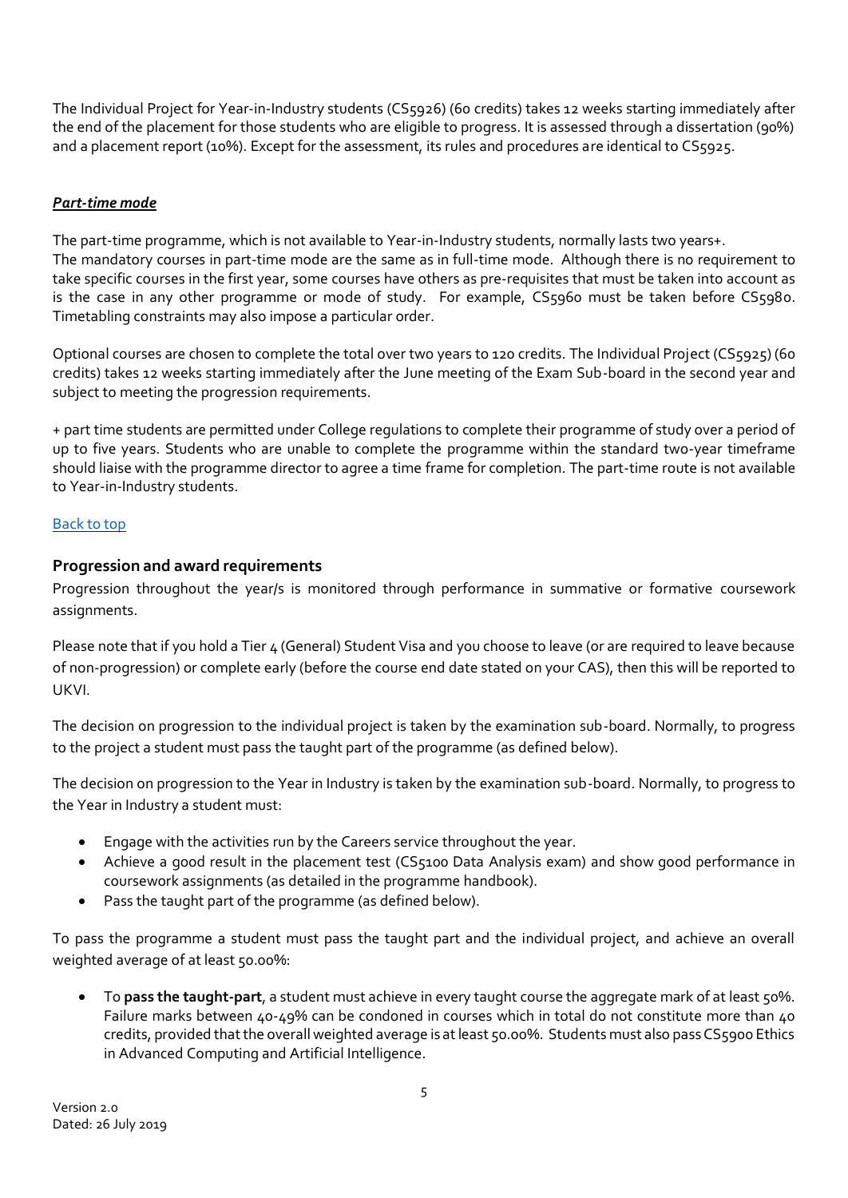The Individual Project for Year-in-Industry students (CS5926) (60 credits) takes 12 weeks starting immediately after the end of the placement for those students who are eligible to progress. It is assessed through a dissertation (90%) and a placement report (10%). Except for the assessment, its rules and procedures are identical to CS5925.

***Part-time mode***

The part-time programme, which is not available to Year-in-Industry students, normally lasts two years+.
The mandatory courses in part-time mode are the same as in full-time mode. Although there is no requirement to take specific courses in the first year, some courses have others as pre-requisites that must be taken into account as is the case in any other programme or mode of study. For example, CS5960 must be taken before CS5980. Timetabling constraints may also impose a particular order.

Optional courses are chosen to complete the total over two years to 120 credits. The Individual Project (CS5925) (60 credits) takes 12 weeks starting immediately after the June meeting of the Exam Sub-board in the second year and subject to meeting the progression requirements.

+ part time students are permitted under College regulations to complete their programme of study over a period of up to five years. Students who are unable to complete the programme within the standard two-year timeframe should liaise with the programme director to agree a time frame for completion. The part-time route is not available to Year-in-Industry students.

Back to top

### Progression and award requirements

Progression throughout the year/s is monitored through performance in summative or formative coursework assignments.

Please note that if you hold a Tier 4 (General) Student Visa and you choose to leave (or are required to leave because of non-progression) or complete early (before the course end date stated on your CAS), then this will be reported to UKVI.

The decision on progression to the individual project is taken by the examination sub-board. Normally, to progress to the project a student must pass the taught part of the programme (as defined below).

The decision on progression to the Year in Industry is taken by the examination sub-board. Normally, to progress to the Year in Industry a student must:

- Engage with the activities run by the Careers service throughout the year.
- Achieve a good result in the placement test (CS5100 Data Analysis exam) and show good performance in coursework assignments (as detailed in the programme handbook).
- Pass the taught part of the programme (as defined below).

To pass the programme a student must pass the taught part and the individual project, and achieve an overall weighted average of at least 50.00%:

- To **pass the taught-part**, a student must achieve in every taught course the aggregate mark of at least 50%. Failure marks between 40-49% can be condoned in courses which in total do not constitute more than 40 credits, provided that the overall weighted average is at least 50.00%. Students must also pass CS5900 Ethics in Advanced Computing and Artificial Intelligence.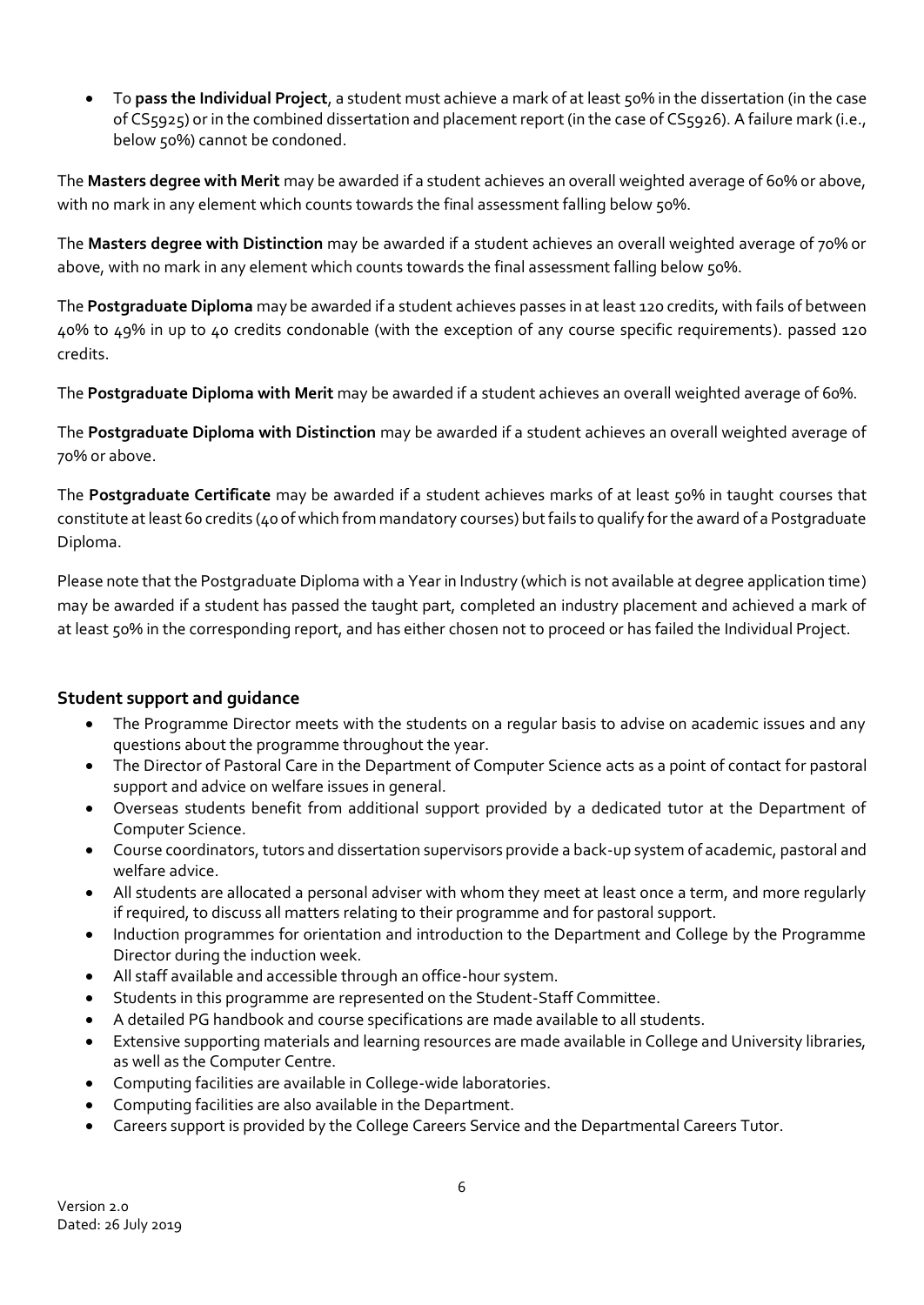- To **pass the Individual Project**, a student must achieve a mark of at least 50% in the dissertation (in the case of CS5925) or in the combined dissertation and placement report (in the case of CS5926). A failure mark (i.e., below 50%) cannot be condoned.

The **Masters degree with Merit** may be awarded if a student achieves an overall weighted average of 60% or above, with no mark in any element which counts towards the final assessment falling below 50%.

The **Masters degree with Distinction** may be awarded if a student achieves an overall weighted average of 70% or above, with no mark in any element which counts towards the final assessment falling below 50%.

The **Postgraduate Diploma** may be awarded if a student achieves passes in at least 120 credits, with fails of between 40% to 49% in up to 40 credits condonable (with the exception of any course specific requirements). passed 120 credits.

The **Postgraduate Diploma with Merit** may be awarded if a student achieves an overall weighted average of 60%.

The **Postgraduate Diploma with Distinction** may be awarded if a student achieves an overall weighted average of 70% or above.

The **Postgraduate Certificate** may be awarded if a student achieves marks of at least 50% in taught courses that constitute at least 60 credits (40 of which from mandatory courses) but fails to qualify for the award of a Postgraduate Diploma.

Please note that the Postgraduate Diploma with a Year in Industry (which is not available at degree application time) may be awarded if a student has passed the taught part, completed an industry placement and achieved a mark of at least 50% in the corresponding report, and has either chosen not to proceed or has failed the Individual Project.

## Student support and guidance

- The Programme Director meets with the students on a regular basis to advise on academic issues and any questions about the programme throughout the year.
- The Director of Pastoral Care in the Department of Computer Science acts as a point of contact for pastoral support and advice on welfare issues in general.
- Overseas students benefit from additional support provided by a dedicated tutor at the Department of Computer Science.
- Course coordinators, tutors and dissertation supervisors provide a back-up system of academic, pastoral and welfare advice.
- All students are allocated a personal adviser with whom they meet at least once a term, and more regularly if required, to discuss all matters relating to their programme and for pastoral support.
- Induction programmes for orientation and introduction to the Department and College by the Programme Director during the induction week.
- All staff available and accessible through an office-hour system.
- Students in this programme are represented on the Student-Staff Committee.
- A detailed PG handbook and course specifications are made available to all students.
- Extensive supporting materials and learning resources are made available in College and University libraries, as well as the Computer Centre.
- Computing facilities are available in College-wide laboratories.
- Computing facilities are also available in the Department.
- Careers support is provided by the College Careers Service and the Departmental Careers Tutor.

Version 2.0
Dated: 26 July 2019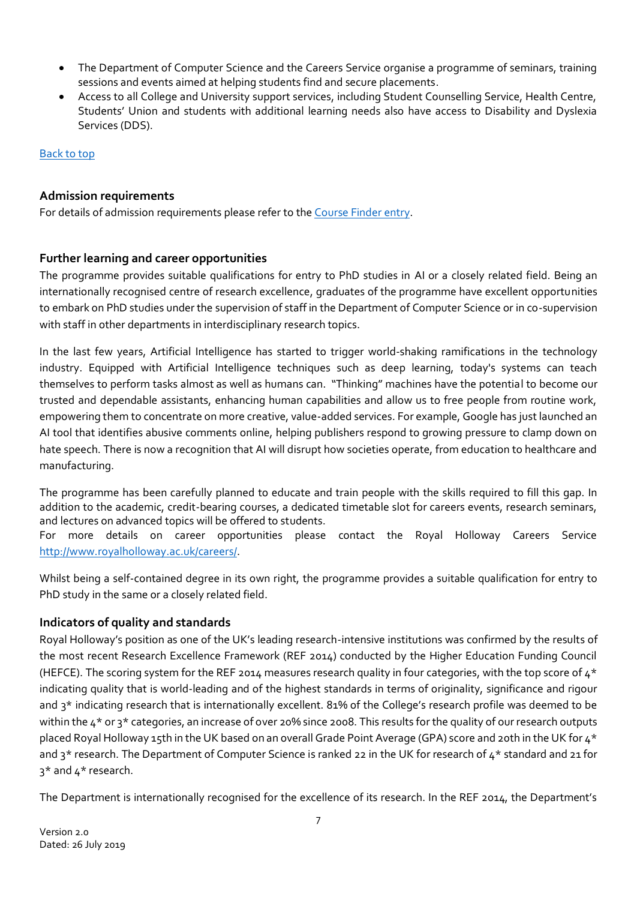- The Department of Computer Science and the Careers Service organise a programme of seminars, training sessions and events aimed at helping students find and secure placements.
- Access to all College and University support services, including Student Counselling Service, Health Centre, Students' Union and students with additional learning needs also have access to Disability and Dyslexia Services (DDS).

[Back to top]

### Admission requirements

For details of admission requirements please refer to the [Course Finder entry].

### Further learning and career opportunities

The programme provides suitable qualifications for entry to PhD studies in AI or a closely related field. Being an internationally recognised centre of research excellence, graduates of the programme have excellent opportunities to embark on PhD studies under the supervision of staff in the Department of Computer Science or in co-supervision with staff in other departments in interdisciplinary research topics.

In the last few years, Artificial Intelligence has started to trigger world-shaking ramifications in the technology industry. Equipped with Artificial Intelligence techniques such as deep learning, today's systems can teach themselves to perform tasks almost as well as humans can. "Thinking" machines have the potential to become our trusted and dependable assistants, enhancing human capabilities and allow us to free people from routine work, empowering them to concentrate on more creative, value-added services. For example, Google has just launched an AI tool that identifies abusive comments online, helping publishers respond to growing pressure to clamp down on hate speech. There is now a recognition that AI will disrupt how societies operate, from education to healthcare and manufacturing.

The programme has been carefully planned to educate and train people with the skills required to fill this gap. In addition to the academic, credit-bearing courses, a dedicated timetable slot for careers events, research seminars, and lectures on advanced topics will be offered to students.
For more details on career opportunities please contact the Royal Holloway Careers Service http://www.royalholloway.ac.uk/careers/.

Whilst being a self-contained degree in its own right, the programme provides a suitable qualification for entry to PhD study in the same or a closely related field.

### Indicators of quality and standards

Royal Holloway's position as one of the UK's leading research-intensive institutions was confirmed by the results of the most recent Research Excellence Framework (REF 2014) conducted by the Higher Education Funding Council (HEFCE). The scoring system for the REF 2014 measures research quality in four categories, with the top score of 4* indicating quality that is world-leading and of the highest standards in terms of originality, significance and rigour and 3* indicating research that is internationally excellent. 81% of the College's research profile was deemed to be within the 4* or 3* categories, an increase of over 20% since 2008. This results for the quality of our research outputs placed Royal Holloway 15th in the UK based on an overall Grade Point Average (GPA) score and 20th in the UK for 4* and 3* research. The Department of Computer Science is ranked 22 in the UK for research of 4* standard and 21 for 3* and 4* research.

The Department is internationally recognised for the excellence of its research. In the REF 2014, the Department's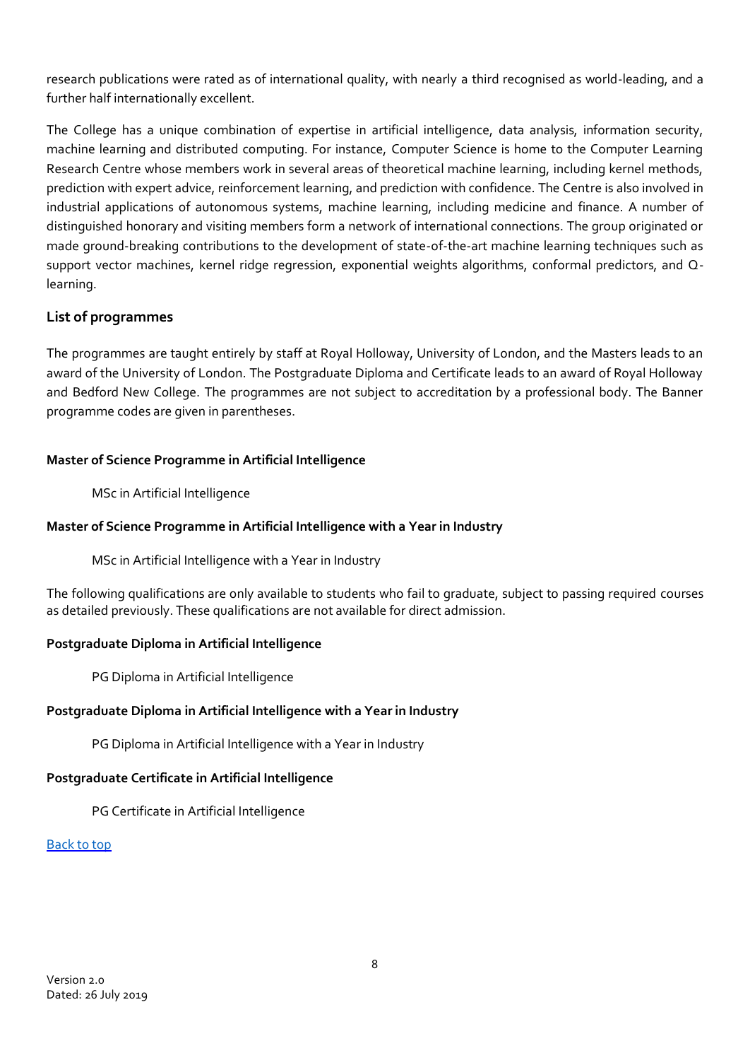research publications were rated as of international quality, with nearly a third recognised as world-leading, and a further half internationally excellent.

The College has a unique combination of expertise in artificial intelligence, data analysis, information security, machine learning and distributed computing. For instance, Computer Science is home to the Computer Learning Research Centre whose members work in several areas of theoretical machine learning, including kernel methods, prediction with expert advice, reinforcement learning, and prediction with confidence. The Centre is also involved in industrial applications of autonomous systems, machine learning, including medicine and finance. A number of distinguished honorary and visiting members form a network of international connections. The group originated or made ground-breaking contributions to the development of state-of-the-art machine learning techniques such as support vector machines, kernel ridge regression, exponential weights algorithms, conformal predictors, and Q-learning.

## List of programmes

The programmes are taught entirely by staff at Royal Holloway, University of London, and the Masters leads to an award of the University of London. The Postgraduate Diploma and Certificate leads to an award of Royal Holloway and Bedford New College. The programmes are not subject to accreditation by a professional body. The Banner programme codes are given in parentheses.

**Master of Science Programme in Artificial Intelligence**

MSc in Artificial Intelligence

**Master of Science Programme in Artificial Intelligence with a Year in Industry**

MSc in Artificial Intelligence with a Year in Industry

The following qualifications are only available to students who fail to graduate, subject to passing required courses as detailed previously. These qualifications are not available for direct admission.

**Postgraduate Diploma in Artificial Intelligence**

PG Diploma in Artificial Intelligence

**Postgraduate Diploma in Artificial Intelligence with a Year in Industry**

PG Diploma in Artificial Intelligence with a Year in Industry

**Postgraduate Certificate in Artificial Intelligence**

PG Certificate in Artificial Intelligence

Back to top

Version 2.0
Dated: 26 July 2019